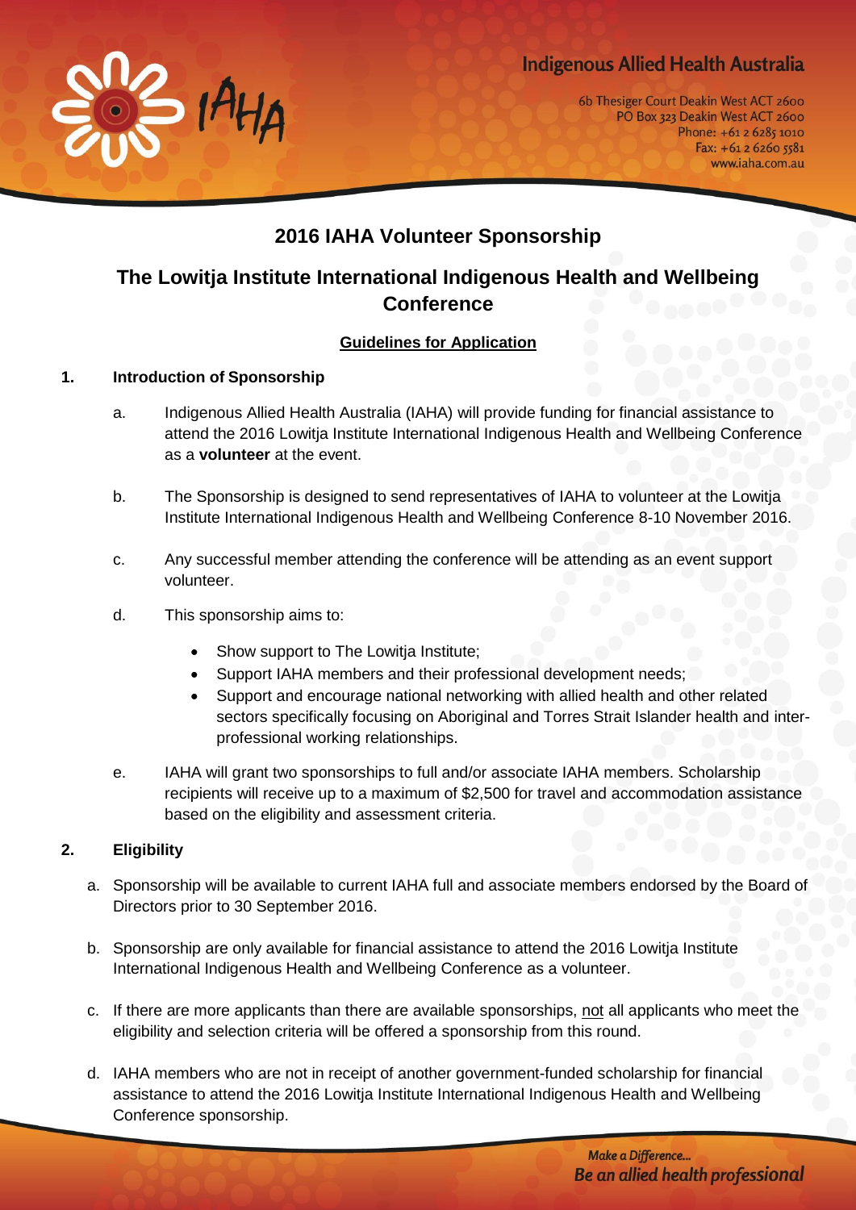Indigenous Allied Health Australia

6b Thesiger Court Deakin West ACT 2600
PO Box 323 Deakin West ACT 2600
Phone: +61 2 6285 1010
Fax: +61 2 6260 5581
www.iaha.com.au

# 2016 IAHA Volunteer Sponsorship

# The Lowitja Institute International Indigenous Health and Wellbeing Conference

**Guidelines for Application**

## 1. Introduction of Sponsorship

a. Indigenous Allied Health Australia (IAHA) will provide funding for financial assistance to attend the 2016 Lowitja Institute International Indigenous Health and Wellbeing Conference as a **volunteer** at the event.

b. The Sponsorship is designed to send representatives of IAHA to volunteer at the Lowitja Institute International Indigenous Health and Wellbeing Conference 8-10 November 2016.

c. Any successful member attending the conference will be attending as an event support volunteer.

d. This sponsorship aims to:

- Show support to The Lowitja Institute;
- Support IAHA members and their professional development needs;
- Support and encourage national networking with allied health and other related sectors specifically focusing on Aboriginal and Torres Strait Islander health and inter-professional working relationships.

e. IAHA will grant two sponsorships to full and/or associate IAHA members. Scholarship recipients will receive up to a maximum of $2,500 for travel and accommodation assistance based on the eligibility and assessment criteria.

## 2. Eligibility

a. Sponsorship will be available to current IAHA full and associate members endorsed by the Board of Directors prior to 30 September 2016.

b. Sponsorship are only available for financial assistance to attend the 2016 Lowitja Institute International Indigenous Health and Wellbeing Conference as a volunteer.

c. If there are more applicants than there are available sponsorships, not all applicants who meet the eligibility and selection criteria will be offered a sponsorship from this round.

d. IAHA members who are not in receipt of another government-funded scholarship for financial assistance to attend the 2016 Lowitja Institute International Indigenous Health and Wellbeing Conference sponsorship.

*Make a Difference... Be an allied health professional*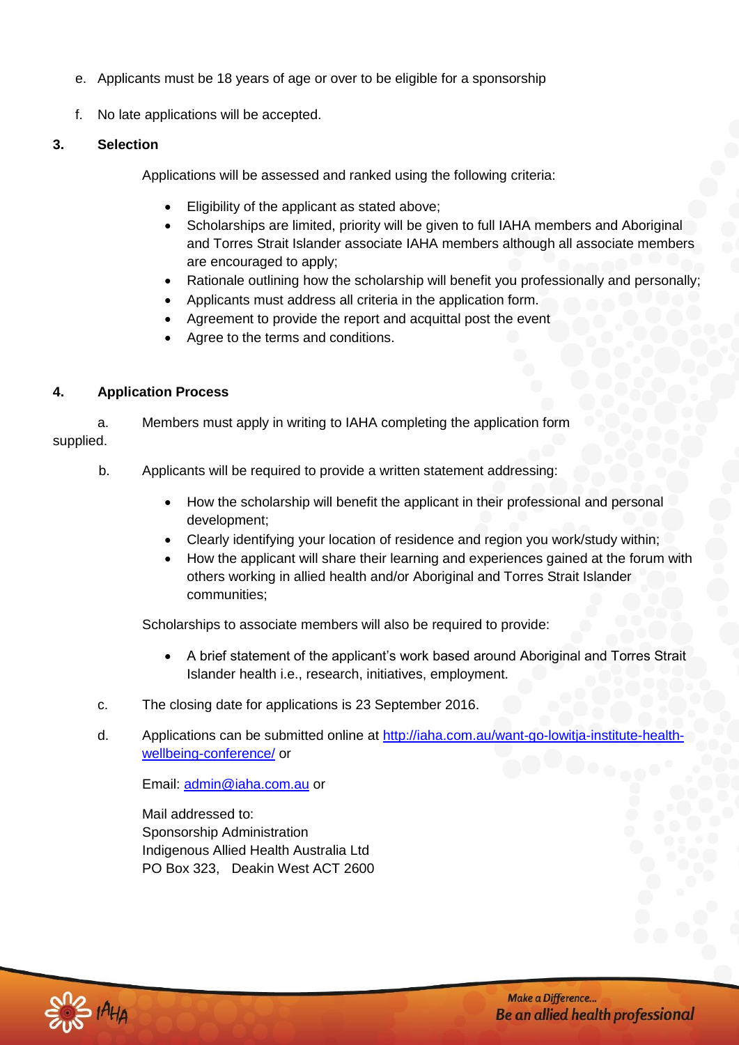e. Applicants must be 18 years of age or over to be eligible for a sponsorship

f. No late applications will be accepted.

**3. Selection**

Applications will be assessed and ranked using the following criteria:

- Eligibility of the applicant as stated above;
- Scholarships are limited, priority will be given to full IAHA members and Aboriginal and Torres Strait Islander associate IAHA members although all associate members are encouraged to apply;
- Rationale outlining how the scholarship will benefit you professionally and personally;
- Applicants must address all criteria in the application form.
- Agreement to provide the report and acquittal post the event
- Agree to the terms and conditions.

**4. Application Process**

a. Members must apply in writing to IAHA completing the application form supplied.

b. Applicants will be required to provide a written statement addressing:

- How the scholarship will benefit the applicant in their professional and personal development;
- Clearly identifying your location of residence and region you work/study within;
- How the applicant will share their learning and experiences gained at the forum with others working in allied health and/or Aboriginal and Torres Strait Islander communities;

Scholarships to associate members will also be required to provide:

- A brief statement of the applicant's work based around Aboriginal and Torres Strait Islander health i.e., research, initiatives, employment.

c. The closing date for applications is 23 September 2016.

d. Applications can be submitted online at [http://iaha.com.au/want-go-lowitja-institute-health-wellbeing-conference/](http://iaha.com.au/want-go-lowitja-institute-health-wellbeing-conference/) or

Email: [admin@iaha.com.au](mailto:admin@iaha.com.au) or

Mail addressed to:
Sponsorship Administration
Indigenous Allied Health Australia Ltd
PO Box 323, Deakin West ACT 2600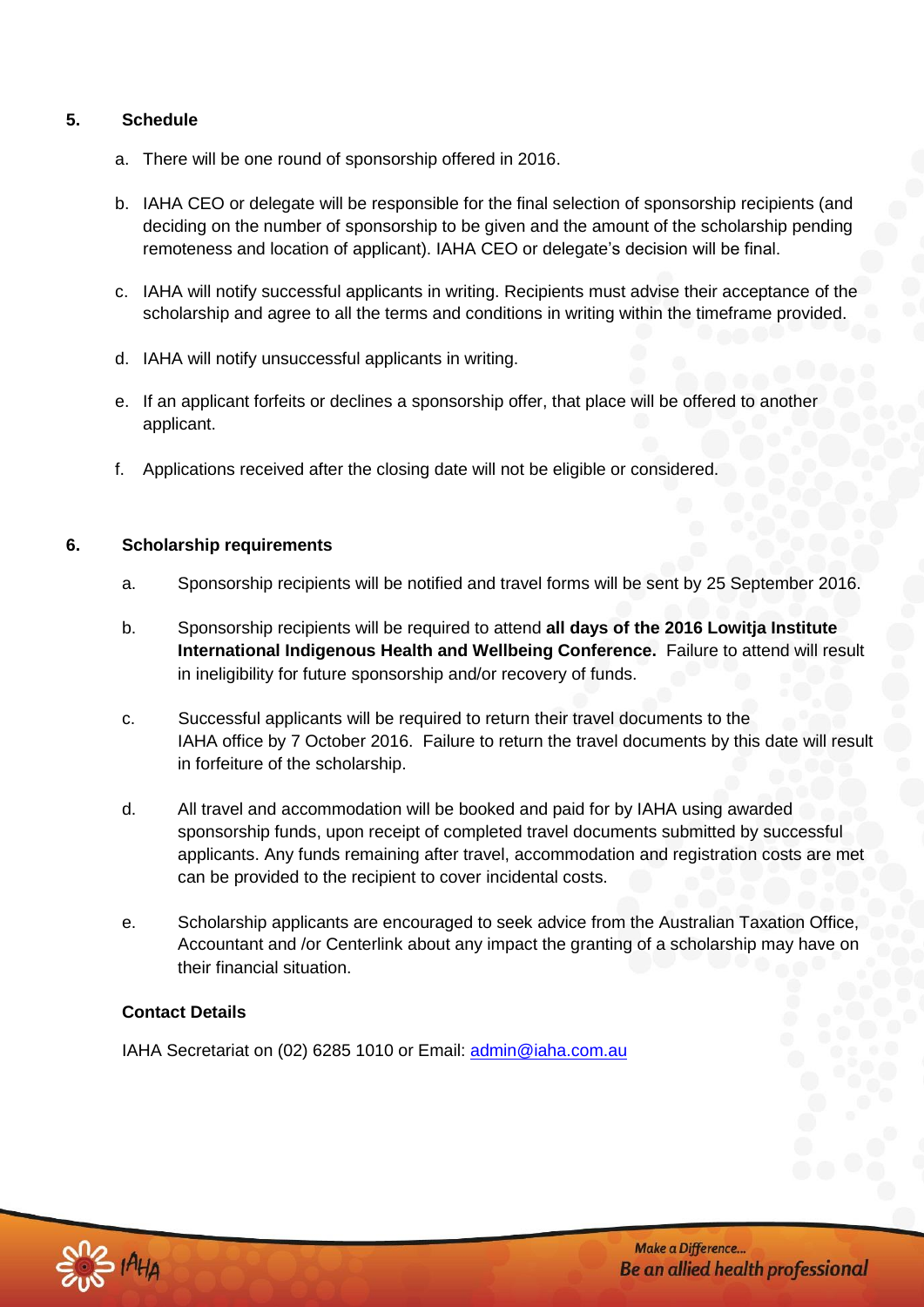## 5. Schedule

a. There will be one round of sponsorship offered in 2016.

b. IAHA CEO or delegate will be responsible for the final selection of sponsorship recipients (and deciding on the number of sponsorship to be given and the amount of the scholarship pending remoteness and location of applicant). IAHA CEO or delegate's decision will be final.

c. IAHA will notify successful applicants in writing. Recipients must advise their acceptance of the scholarship and agree to all the terms and conditions in writing within the timeframe provided.

d. IAHA will notify unsuccessful applicants in writing.

e. If an applicant forfeits or declines a sponsorship offer, that place will be offered to another applicant.

f. Applications received after the closing date will not be eligible or considered.

## 6. Scholarship requirements

a. Sponsorship recipients will be notified and travel forms will be sent by 25 September 2016.

b. Sponsorship recipients will be required to attend **all days of the 2016 Lowitja Institute International Indigenous Health and Wellbeing Conference.** Failure to attend will result in ineligibility for future sponsorship and/or recovery of funds.

c. Successful applicants will be required to return their travel documents to the IAHA office by 7 October 2016. Failure to return the travel documents by this date will result in forfeiture of the scholarship.

d. All travel and accommodation will be booked and paid for by IAHA using awarded sponsorship funds, upon receipt of completed travel documents submitted by successful applicants. Any funds remaining after travel, accommodation and registration costs are met can be provided to the recipient to cover incidental costs.

e. Scholarship applicants are encouraged to seek advice from the Australian Taxation Office, Accountant and /or Centerlink about any impact the granting of a scholarship may have on their financial situation.

**Contact Details**

IAHA Secretariat on (02) 6285 1010 or Email: admin@iaha.com.au

Make a Difference...
Be an allied health professional